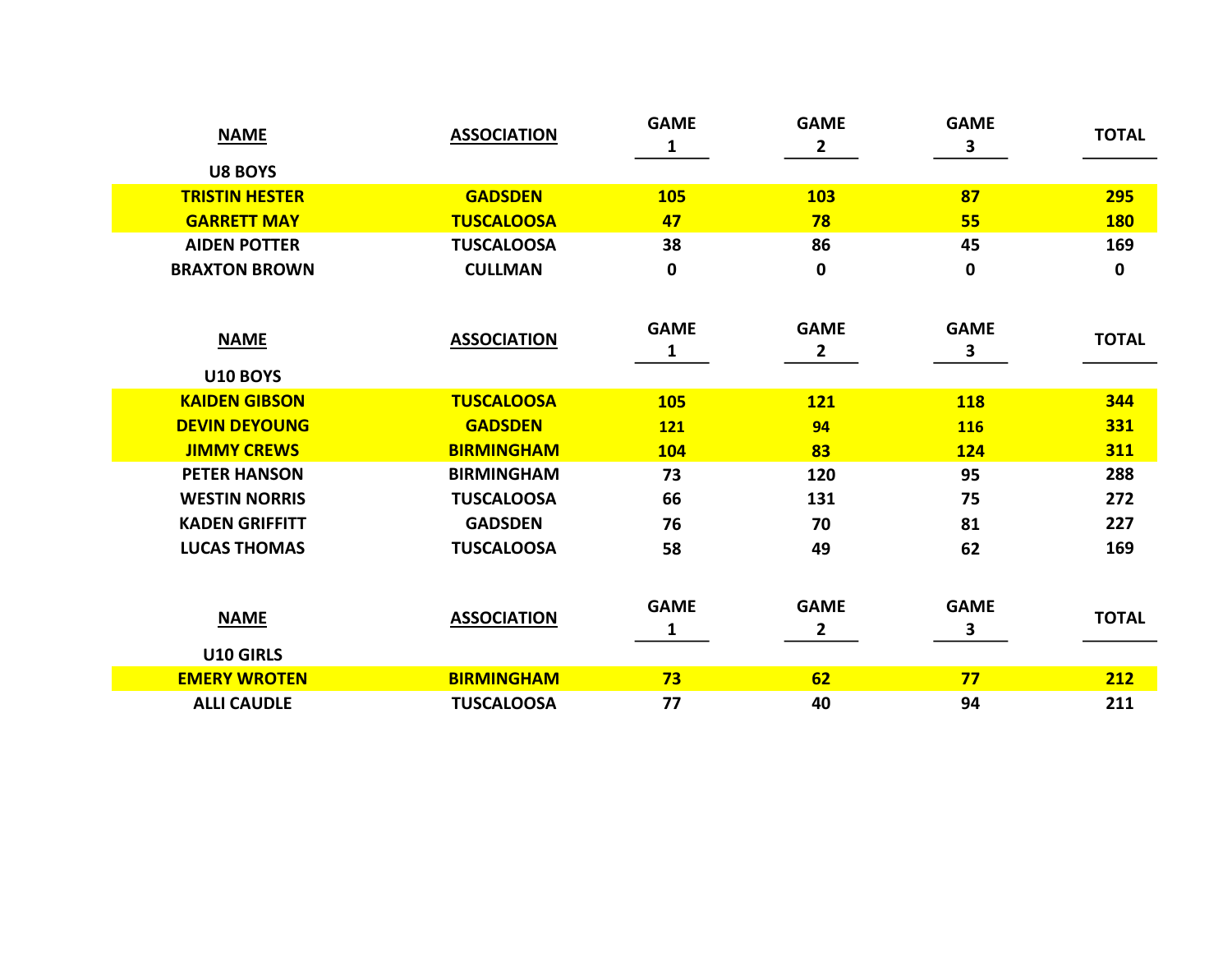| NAME | ASSOCIATION | GAME 1 | GAME 2 | GAME 3 | TOTAL |
|---|---|---|---|---|---|
| **U8 BOYS** | | | | | |
| TRISTIN HESTER | GADSDEN | 105 | 103 | 87 | 295 |
| GARRETT MAY | TUSCALOOSA | 47 | 78 | 55 | 180 |
| AIDEN POTTER | TUSCALOOSA | 38 | 86 | 45 | 169 |
| BRAXTON BROWN | CULLMAN | 0 | 0 | 0 | 0 |

| NAME | ASSOCIATION | GAME 1 | GAME 2 | GAME 3 | TOTAL |
|---|---|---|---|---|---|
| **U10 BOYS** | | | | | |
| KAIDEN GIBSON | TUSCALOOSA | 105 | 121 | 118 | 344 |
| DEVIN DEYOUNG | GADSDEN | 121 | 94 | 116 | 331 |
| JIMMY CREWS | BIRMINGHAM | 104 | 83 | 124 | 311 |
| PETER HANSON | BIRMINGHAM | 73 | 120 | 95 | 288 |
| WESTIN NORRIS | TUSCALOOSA | 66 | 131 | 75 | 272 |
| KADEN GRIFFITT | GADSDEN | 76 | 70 | 81 | 227 |
| LUCAS THOMAS | TUSCALOOSA | 58 | 49 | 62 | 169 |

| NAME | ASSOCIATION | GAME 1 | GAME 2 | GAME 3 | TOTAL |
|---|---|---|---|---|---|
| **U10 GIRLS** | | | | | |
| EMERY WROTEN | BIRMINGHAM | 73 | 62 | 77 | 212 |
| ALLI CAUDLE | TUSCALOOSA | 77 | 40 | 94 | 211 |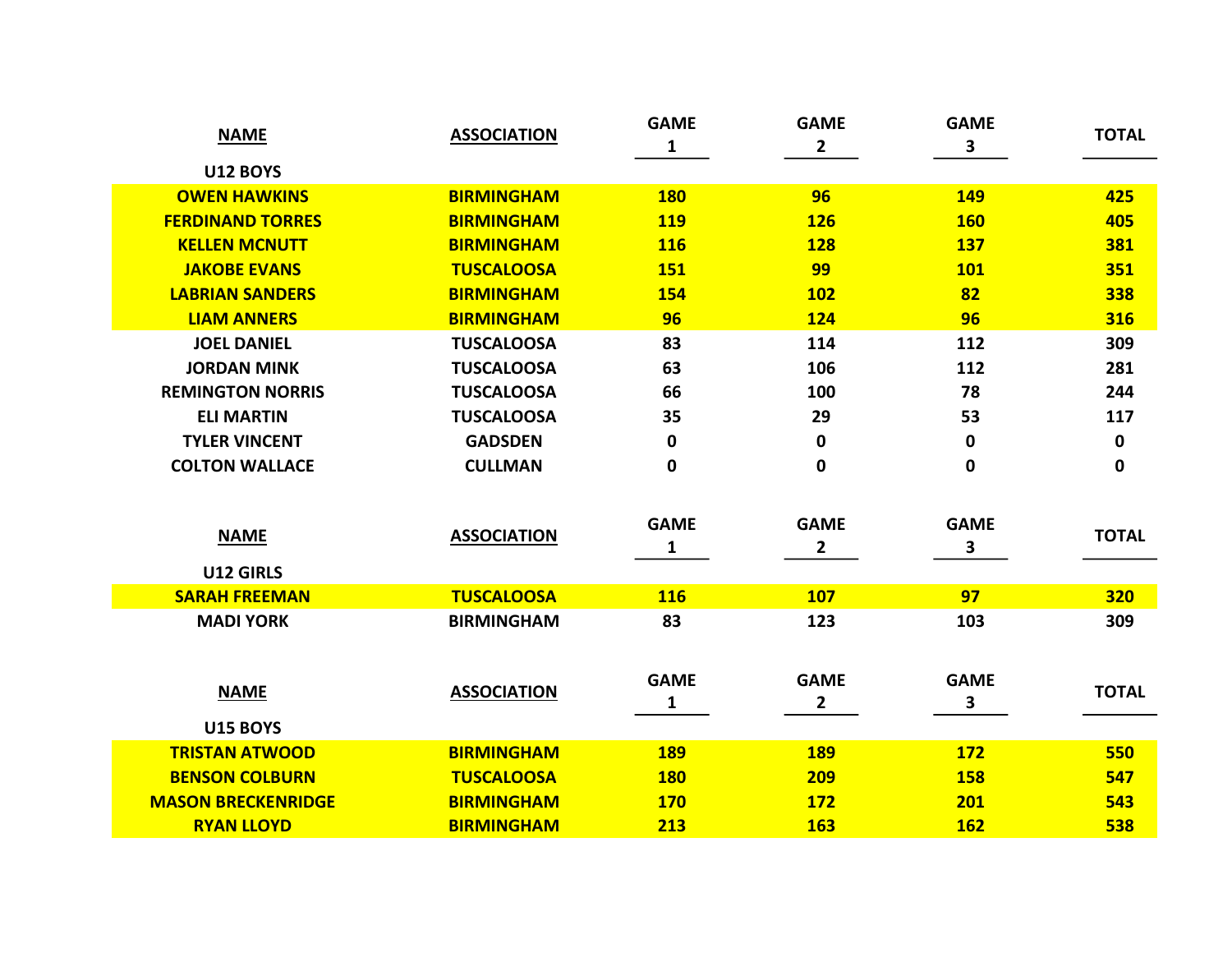| NAME | ASSOCIATION | GAME 1 | GAME 2 | GAME 3 | TOTAL |
|---|---|---|---|---|---|
| **U12 BOYS** | | | | | |
| OWEN HAWKINS | BIRMINGHAM | 180 | 96 | 149 | 425 |
| FERDINAND TORRES | BIRMINGHAM | 119 | 126 | 160 | 405 |
| KELLEN MCNUTT | BIRMINGHAM | 116 | 128 | 137 | 381 |
| JAKOBE EVANS | TUSCALOOSA | 151 | 99 | 101 | 351 |
| LABRIAN SANDERS | BIRMINGHAM | 154 | 102 | 82 | 338 |
| LIAM ANNERS | BIRMINGHAM | 96 | 124 | 96 | 316 |
| JOEL DANIEL | TUSCALOOSA | 83 | 114 | 112 | 309 |
| JORDAN MINK | TUSCALOOSA | 63 | 106 | 112 | 281 |
| REMINGTON NORRIS | TUSCALOOSA | 66 | 100 | 78 | 244 |
| ELI MARTIN | TUSCALOOSA | 35 | 29 | 53 | 117 |
| TYLER VINCENT | GADSDEN | 0 | 0 | 0 | 0 |
| COLTON WALLACE | CULLMAN | 0 | 0 | 0 | 0 |

| NAME | ASSOCIATION | GAME 1 | GAME 2 | GAME 3 | TOTAL |
|---|---|---|---|---|---|
| **U12 GIRLS** | | | | | |
| SARAH FREEMAN | TUSCALOOSA | 116 | 107 | 97 | 320 |
| MADI YORK | BIRMINGHAM | 83 | 123 | 103 | 309 |

| NAME | ASSOCIATION | GAME 1 | GAME 2 | GAME 3 | TOTAL |
|---|---|---|---|---|---|
| **U15 BOYS** | | | | | |
| TRISTAN ATWOOD | BIRMINGHAM | 189 | 189 | 172 | 550 |
| BENSON COLBURN | TUSCALOOSA | 180 | 209 | 158 | 547 |
| MASON BRECKENRIDGE | BIRMINGHAM | 170 | 172 | 201 | 543 |
| RYAN LLOYD | BIRMINGHAM | 213 | 163 | 162 | 538 |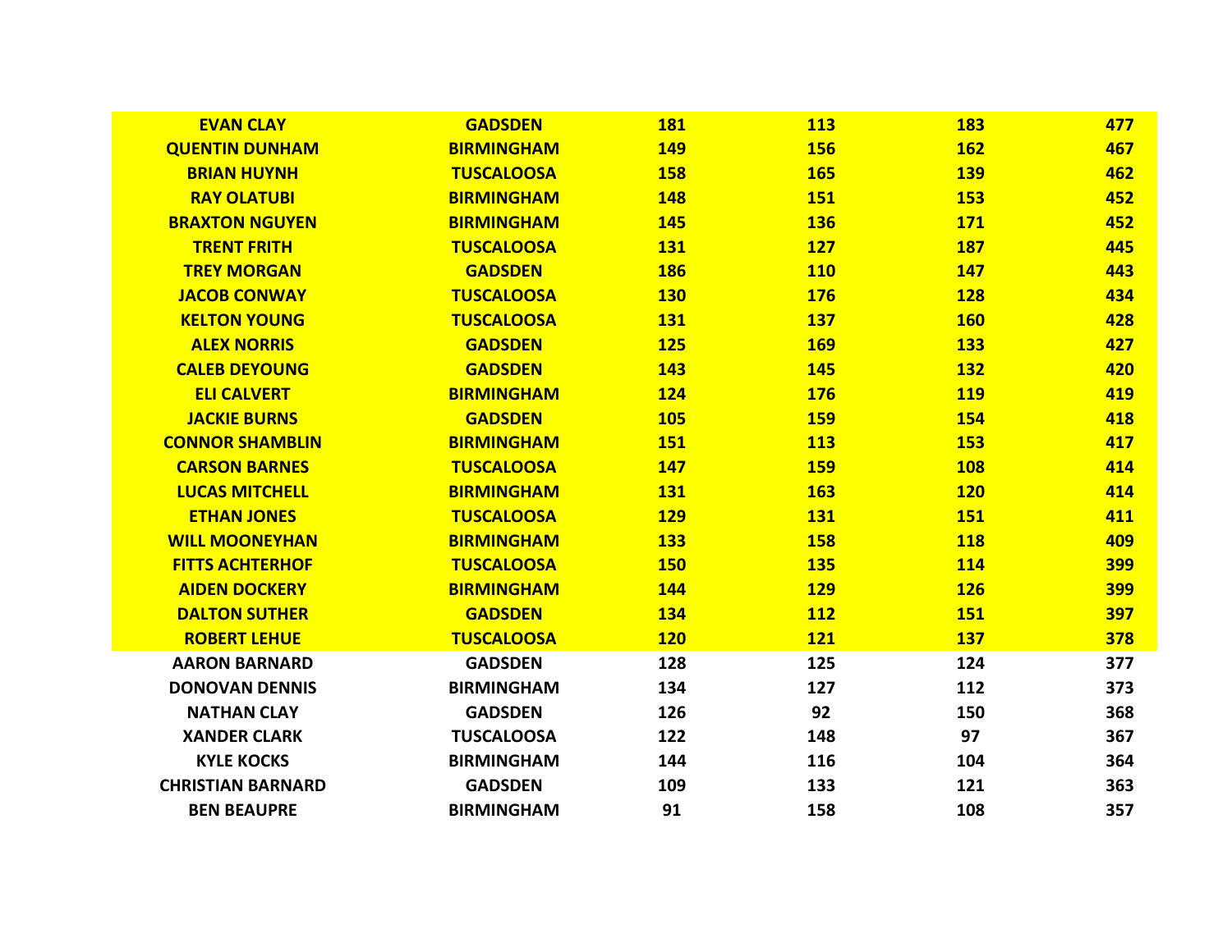| | | | | | |
|---|---|---|---|---|---|
| **EVAN CLAY** | **GADSDEN** | **181** | **113** | **183** | **477** |
| **QUENTIN DUNHAM** | **BIRMINGHAM** | **149** | **156** | **162** | **467** |
| **BRIAN HUYNH** | **TUSCALOOSA** | **158** | **165** | **139** | **462** |
| **RAY OLATUBI** | **BIRMINGHAM** | **148** | **151** | **153** | **452** |
| **BRAXTON NGUYEN** | **BIRMINGHAM** | **145** | **136** | **171** | **452** |
| **TRENT FRITH** | **TUSCALOOSA** | **131** | **127** | **187** | **445** |
| **TREY MORGAN** | **GADSDEN** | **186** | **110** | **147** | **443** |
| **JACOB CONWAY** | **TUSCALOOSA** | **130** | **176** | **128** | **434** |
| **KELTON YOUNG** | **TUSCALOOSA** | **131** | **137** | **160** | **428** |
| **ALEX NORRIS** | **GADSDEN** | **125** | **169** | **133** | **427** |
| **CALEB DEYOUNG** | **GADSDEN** | **143** | **145** | **132** | **420** |
| **ELI CALVERT** | **BIRMINGHAM** | **124** | **176** | **119** | **419** |
| **JACKIE BURNS** | **GADSDEN** | **105** | **159** | **154** | **418** |
| **CONNOR SHAMBLIN** | **BIRMINGHAM** | **151** | **113** | **153** | **417** |
| **CARSON BARNES** | **TUSCALOOSA** | **147** | **159** | **108** | **414** |
| **LUCAS MITCHELL** | **BIRMINGHAM** | **131** | **163** | **120** | **414** |
| **ETHAN JONES** | **TUSCALOOSA** | **129** | **131** | **151** | **411** |
| **WILL MOONEYHAN** | **BIRMINGHAM** | **133** | **158** | **118** | **409** |
| **FITTS ACHTERHOF** | **TUSCALOOSA** | **150** | **135** | **114** | **399** |
| **AIDEN DOCKERY** | **BIRMINGHAM** | **144** | **129** | **126** | **399** |
| **DALTON SUTHER** | **GADSDEN** | **134** | **112** | **151** | **397** |
| **ROBERT LEHUE** | **TUSCALOOSA** | **120** | **121** | **137** | **378** |
| **AARON BARNARD** | **GADSDEN** | **128** | **125** | **124** | **377** |
| **DONOVAN DENNIS** | **BIRMINGHAM** | **134** | **127** | **112** | **373** |
| **NATHAN CLAY** | **GADSDEN** | **126** | **92** | **150** | **368** |
| **XANDER CLARK** | **TUSCALOOSA** | **122** | **148** | **97** | **367** |
| **KYLE KOCKS** | **BIRMINGHAM** | **144** | **116** | **104** | **364** |
| **CHRISTIAN BARNARD** | **GADSDEN** | **109** | **133** | **121** | **363** |
| **BEN BEAUPRE** | **BIRMINGHAM** | **91** | **158** | **108** | **357** |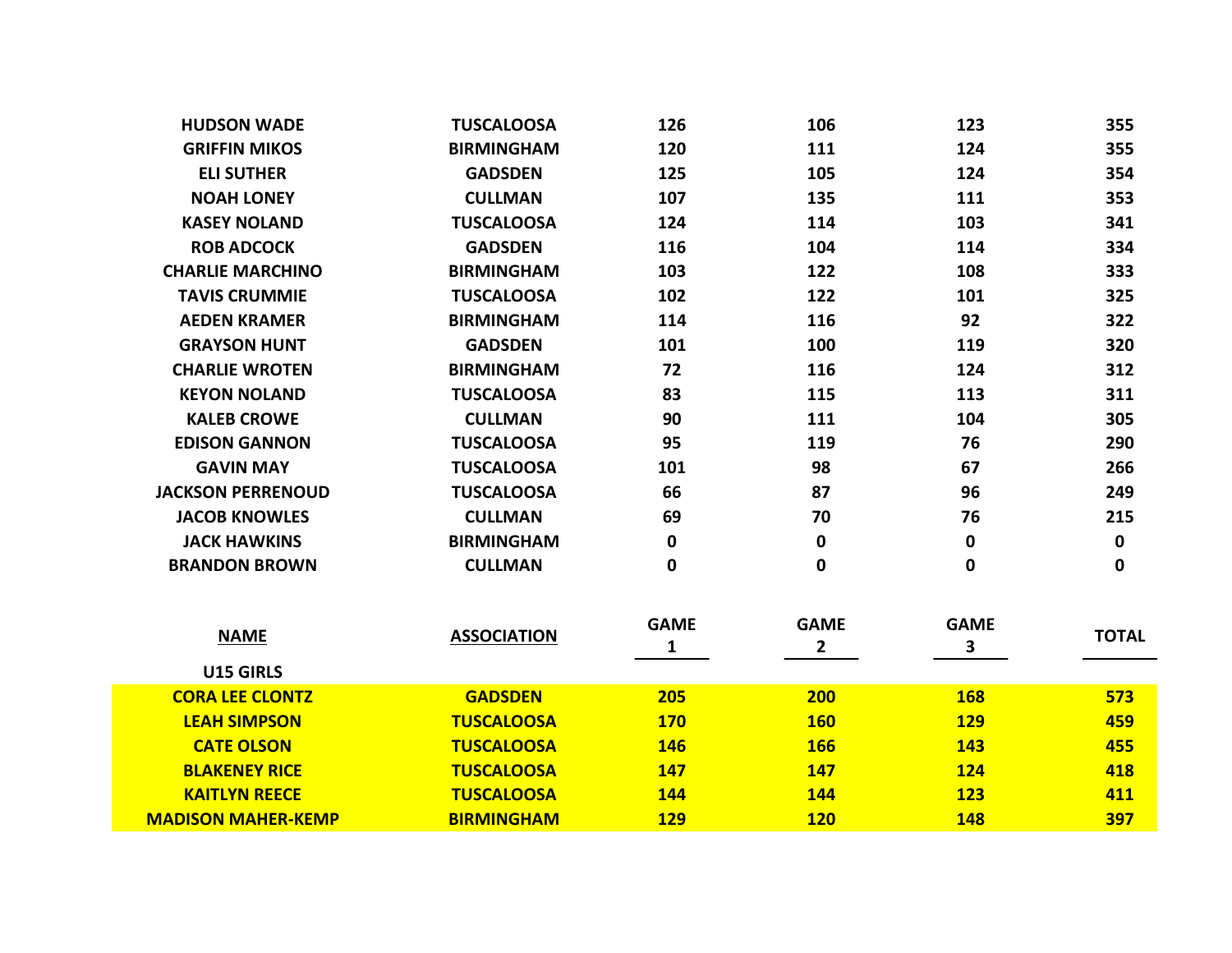| | | | | | |
|---|---|---|---|---|---|
| **HUDSON WADE** | **TUSCALOOSA** | **126** | **106** | **123** | **355** |
| **GRIFFIN MIKOS** | **BIRMINGHAM** | **120** | **111** | **124** | **355** |
| **ELI SUTHER** | **GADSDEN** | **125** | **105** | **124** | **354** |
| **NOAH LONEY** | **CULLMAN** | **107** | **135** | **111** | **353** |
| **KASEY NOLAND** | **TUSCALOOSA** | **124** | **114** | **103** | **341** |
| **ROB ADCOCK** | **GADSDEN** | **116** | **104** | **114** | **334** |
| **CHARLIE MARCHINO** | **BIRMINGHAM** | **103** | **122** | **108** | **333** |
| **TAVIS CRUMMIE** | **TUSCALOOSA** | **102** | **122** | **101** | **325** |
| **AEDEN KRAMER** | **BIRMINGHAM** | **114** | **116** | **92** | **322** |
| **GRAYSON HUNT** | **GADSDEN** | **101** | **100** | **119** | **320** |
| **CHARLIE WROTEN** | **BIRMINGHAM** | **72** | **116** | **124** | **312** |
| **KEYON NOLAND** | **TUSCALOOSA** | **83** | **115** | **113** | **311** |
| **KALEB CROWE** | **CULLMAN** | **90** | **111** | **104** | **305** |
| **EDISON GANNON** | **TUSCALOOSA** | **95** | **119** | **76** | **290** |
| **GAVIN MAY** | **TUSCALOOSA** | **101** | **98** | **67** | **266** |
| **JACKSON PERRENOUD** | **TUSCALOOSA** | **66** | **87** | **96** | **249** |
| **JACOB KNOWLES** | **CULLMAN** | **69** | **70** | **76** | **215** |
| **JACK HAWKINS** | **BIRMINGHAM** | **0** | **0** | **0** | **0** |
| **BRANDON BROWN** | **CULLMAN** | **0** | **0** | **0** | **0** |

| **NAME** | **ASSOCIATION** | **GAME 1** | **GAME 2** | **GAME 3** | **TOTAL** |
|---|---|---|---|---|---|
| **U15 GIRLS** | | | | | |
| **CORA LEE CLONTZ** | **GADSDEN** | **205** | **200** | **168** | **573** |
| **LEAH SIMPSON** | **TUSCALOOSA** | **170** | **160** | **129** | **459** |
| **CATE OLSON** | **TUSCALOOSA** | **146** | **166** | **143** | **455** |
| **BLAKENEY RICE** | **TUSCALOOSA** | **147** | **147** | **124** | **418** |
| **KAITLYN REECE** | **TUSCALOOSA** | **144** | **144** | **123** | **411** |
| **MADISON MAHER-KEMP** | **BIRMINGHAM** | **129** | **120** | **148** | **397** |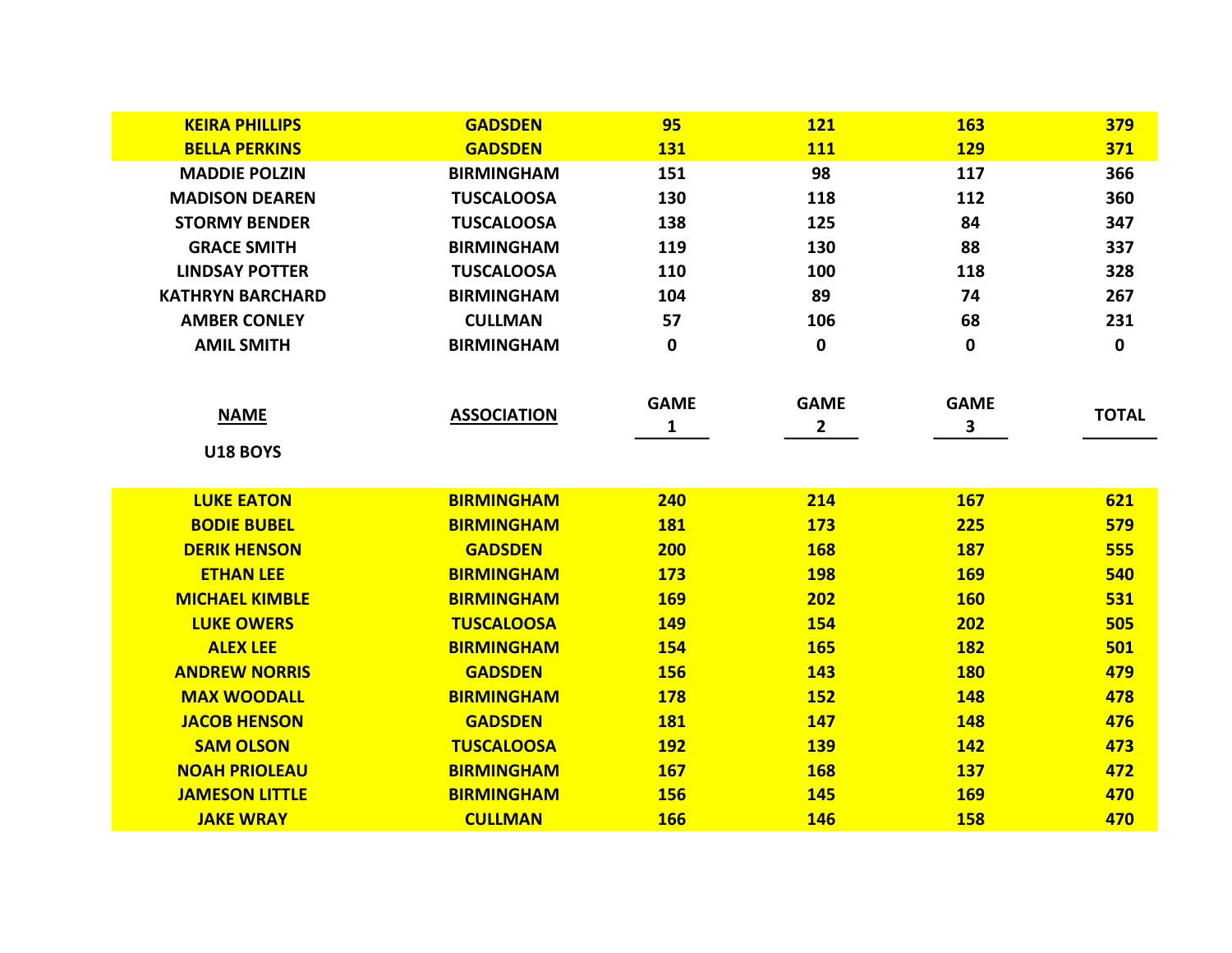| | | | | | |
|---|---|---|---|---|---|
| **KEIRA PHILLIPS** | **GADSDEN** | **95** | **121** | **163** | **379** |
| **BELLA PERKINS** | **GADSDEN** | **131** | **111** | **129** | **371** |
| **MADDIE POLZIN** | **BIRMINGHAM** | **151** | **98** | **117** | **366** |
| **MADISON DEAREN** | **TUSCALOOSA** | **130** | **118** | **112** | **360** |
| **STORMY BENDER** | **TUSCALOOSA** | **138** | **125** | **84** | **347** |
| **GRACE SMITH** | **BIRMINGHAM** | **119** | **130** | **88** | **337** |
| **LINDSAY POTTER** | **TUSCALOOSA** | **110** | **100** | **118** | **328** |
| **KATHRYN BARCHARD** | **BIRMINGHAM** | **104** | **89** | **74** | **267** |
| **AMBER CONLEY** | **CULLMAN** | **57** | **106** | **68** | **231** |
| **AMIL SMITH** | **BIRMINGHAM** | **0** | **0** | **0** | **0** |

**U18 BOYS**

| NAME | ASSOCIATION | GAME 1 | GAME 2 | GAME 3 | TOTAL |
|---|---|---|---|---|---|
| **LUKE EATON** | **BIRMINGHAM** | **240** | **214** | **167** | **621** |
| **BODIE BUBEL** | **BIRMINGHAM** | **181** | **173** | **225** | **579** |
| **DERIK HENSON** | **GADSDEN** | **200** | **168** | **187** | **555** |
| **ETHAN LEE** | **BIRMINGHAM** | **173** | **198** | **169** | **540** |
| **MICHAEL KIMBLE** | **BIRMINGHAM** | **169** | **202** | **160** | **531** |
| **LUKE OWERS** | **TUSCALOOSA** | **149** | **154** | **202** | **505** |
| **ALEX LEE** | **BIRMINGHAM** | **154** | **165** | **182** | **501** |
| **ANDREW NORRIS** | **GADSDEN** | **156** | **143** | **180** | **479** |
| **MAX WOODALL** | **BIRMINGHAM** | **178** | **152** | **148** | **478** |
| **JACOB HENSON** | **GADSDEN** | **181** | **147** | **148** | **476** |
| **SAM OLSON** | **TUSCALOOSA** | **192** | **139** | **142** | **473** |
| **NOAH PRIOLEAU** | **BIRMINGHAM** | **167** | **168** | **137** | **472** |
| **JAMESON LITTLE** | **BIRMINGHAM** | **156** | **145** | **169** | **470** |
| **JAKE WRAY** | **CULLMAN** | **166** | **146** | **158** | **470** |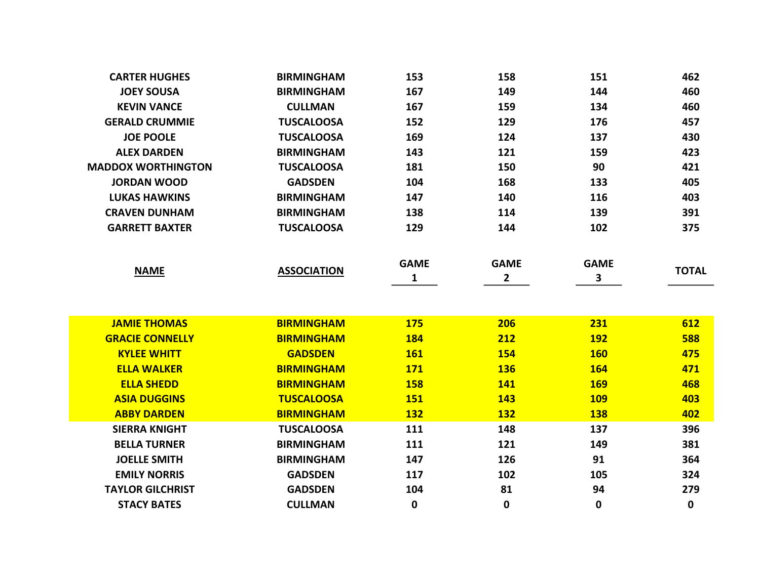| | | | | | |
|---|---|---|---|---|---|
| **CARTER HUGHES** | **BIRMINGHAM** | **153** | **158** | **151** | **462** |
| **JOEY SOUSA** | **BIRMINGHAM** | **167** | **149** | **144** | **460** |
| **KEVIN VANCE** | **CULLMAN** | **167** | **159** | **134** | **460** |
| **GERALD CRUMMIE** | **TUSCALOOSA** | **152** | **129** | **176** | **457** |
| **JOE POOLE** | **TUSCALOOSA** | **169** | **124** | **137** | **430** |
| **ALEX DARDEN** | **BIRMINGHAM** | **143** | **121** | **159** | **423** |
| **MADDOX WORTHINGTON** | **TUSCALOOSA** | **181** | **150** | **90** | **421** |
| **JORDAN WOOD** | **GADSDEN** | **104** | **168** | **133** | **405** |
| **LUKAS HAWKINS** | **BIRMINGHAM** | **147** | **140** | **116** | **403** |
| **CRAVEN DUNHAM** | **BIRMINGHAM** | **138** | **114** | **139** | **391** |
| **GARRETT BAXTER** | **TUSCALOOSA** | **129** | **144** | **102** | **375** |

| **NAME** | **ASSOCIATION** | **GAME 1** | **GAME 2** | **GAME 3** | **TOTAL** |
|---|---|---|---|---|---|
| **JAMIE THOMAS** | **BIRMINGHAM** | **175** | **206** | **231** | **612** |
| **GRACIE CONNELLY** | **BIRMINGHAM** | **184** | **212** | **192** | **588** |
| **KYLEE WHITT** | **GADSDEN** | **161** | **154** | **160** | **475** |
| **ELLA WALKER** | **BIRMINGHAM** | **171** | **136** | **164** | **471** |
| **ELLA SHEDD** | **BIRMINGHAM** | **158** | **141** | **169** | **468** |
| **ASIA DUGGINS** | **TUSCALOOSA** | **151** | **143** | **109** | **403** |
| **ABBY DARDEN** | **BIRMINGHAM** | **132** | **132** | **138** | **402** |
| **SIERRA KNIGHT** | **TUSCALOOSA** | **111** | **148** | **137** | **396** |
| **BELLA TURNER** | **BIRMINGHAM** | **111** | **121** | **149** | **381** |
| **JOELLE SMITH** | **BIRMINGHAM** | **147** | **126** | **91** | **364** |
| **EMILY NORRIS** | **GADSDEN** | **117** | **102** | **105** | **324** |
| **TAYLOR GILCHRIST** | **GADSDEN** | **104** | **81** | **94** | **279** |
| **STACY BATES** | **CULLMAN** | **0** | **0** | **0** | **0** |